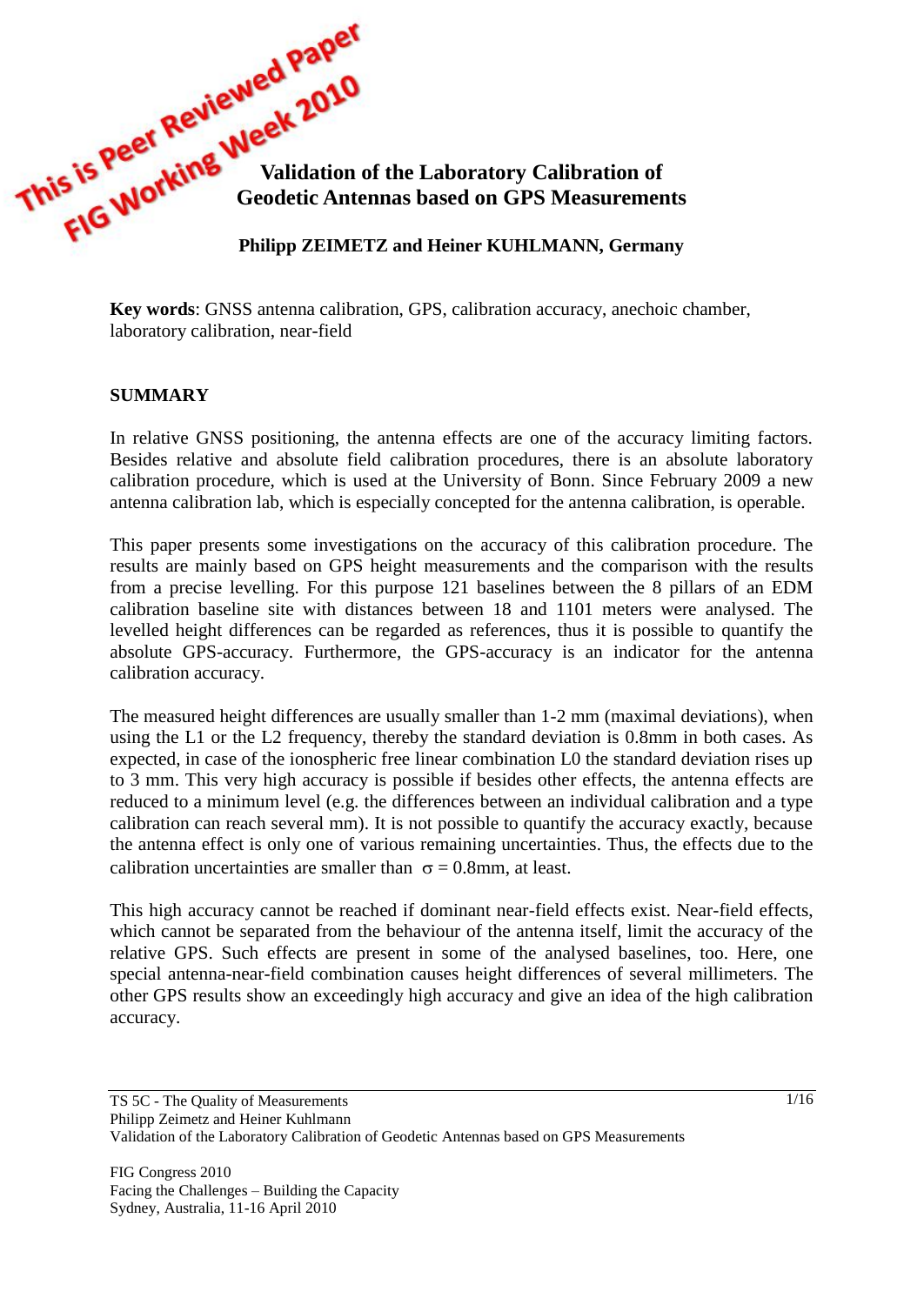This is Peer Reviewed Paper
FIG Working Week 2010

# Validation of the Laboratory Calibration of Geodetic Antennas based on GPS Measurements

**Philipp ZEIMETZ and Heiner KUHLMANN, Germany**

**Key words**: GNSS antenna calibration, GPS, calibration accuracy, anechoic chamber, laboratory calibration, near-field

## SUMMARY

In relative GNSS positioning, the antenna effects are one of the accuracy limiting factors. Besides relative and absolute field calibration procedures, there is an absolute laboratory calibration procedure, which is used at the University of Bonn. Since February 2009 a new antenna calibration lab, which is especially concepted for the antenna calibration, is operable.

This paper presents some investigations on the accuracy of this calibration procedure. The results are mainly based on GPS height measurements and the comparison with the results from a precise levelling. For this purpose 121 baselines between the 8 pillars of an EDM calibration baseline site with distances between 18 and 1101 meters were analysed. The levelled height differences can be regarded as references, thus it is possible to quantify the absolute GPS-accuracy. Furthermore, the GPS-accuracy is an indicator for the antenna calibration accuracy.

The measured height differences are usually smaller than 1-2 mm (maximal deviations), when using the L1 or the L2 frequency, thereby the standard deviation is 0.8mm in both cases. As expected, in case of the ionospheric free linear combination L0 the standard deviation rises up to 3 mm. This very high accuracy is possible if besides other effects, the antenna effects are reduced to a minimum level (e.g. the differences between an individual calibration and a type calibration can reach several mm). It is not possible to quantify the accuracy exactly, because the antenna effect is only one of various remaining uncertainties. Thus, the effects due to the calibration uncertainties are smaller than $\sigma = 0.8$mm, at least.

This high accuracy cannot be reached if dominant near-field effects exist. Near-field effects, which cannot be separated from the behaviour of the antenna itself, limit the accuracy of the relative GPS. Such effects are present in some of the analysed baselines, too. Here, one special antenna-near-field combination causes height differences of several millimeters. The other GPS results show an exceedingly high accuracy and give an idea of the high calibration accuracy.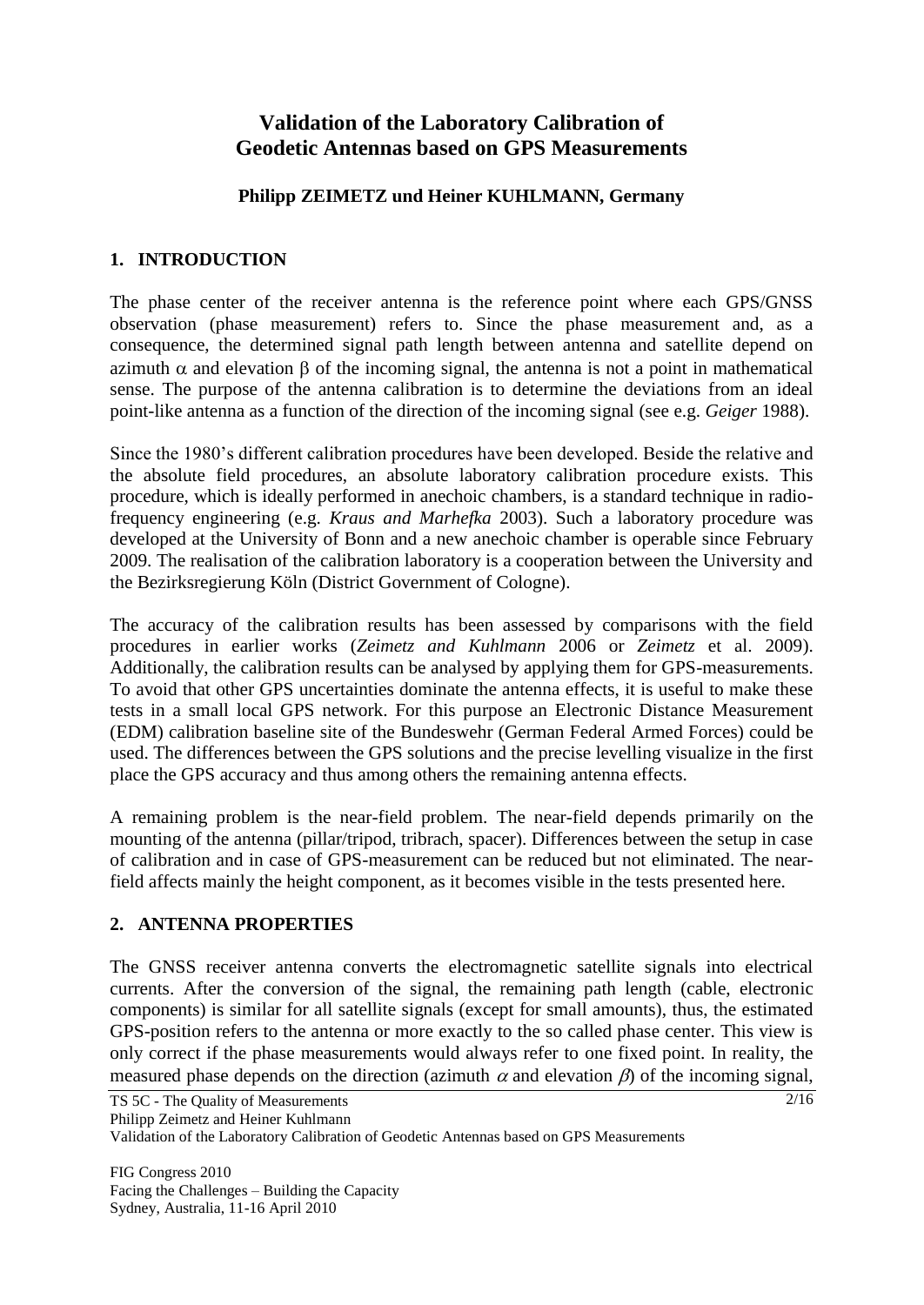# Validation of the Laboratory Calibration of Geodetic Antennas based on GPS Measurements

**Philipp ZEIMETZ und Heiner KUHLMANN, Germany**

## 1. INTRODUCTION

The phase center of the receiver antenna is the reference point where each GPS/GNSS observation (phase measurement) refers to. Since the phase measurement and, as a consequence, the determined signal path length between antenna and satellite depend on azimuth $\alpha$ and elevation $\beta$ of the incoming signal, the antenna is not a point in mathematical sense. The purpose of the antenna calibration is to determine the deviations from an ideal point-like antenna as a function of the direction of the incoming signal (see e.g. *Geiger* 1988).

Since the 1980's different calibration procedures have been developed. Beside the relative and the absolute field procedures, an absolute laboratory calibration procedure exists. This procedure, which is ideally performed in anechoic chambers, is a standard technique in radio-frequency engineering (e.g. *Kraus and Marhefka* 2003). Such a laboratory procedure was developed at the University of Bonn and a new anechoic chamber is operable since February 2009. The realisation of the calibration laboratory is a cooperation between the University and the Bezirksregierung Köln (District Government of Cologne).

The accuracy of the calibration results has been assessed by comparisons with the field procedures in earlier works (*Zeimetz and Kuhlmann* 2006 or *Zeimetz* et al. 2009). Additionally, the calibration results can be analysed by applying them for GPS-measurements. To avoid that other GPS uncertainties dominate the antenna effects, it is useful to make these tests in a small local GPS network. For this purpose an Electronic Distance Measurement (EDM) calibration baseline site of the Bundeswehr (German Federal Armed Forces) could be used. The differences between the GPS solutions and the precise levelling visualize in the first place the GPS accuracy and thus among others the remaining antenna effects.

A remaining problem is the near-field problem. The near-field depends primarily on the mounting of the antenna (pillar/tripod, tribrach, spacer). Differences between the setup in case of calibration and in case of GPS-measurement can be reduced but not eliminated. The near-field affects mainly the height component, as it becomes visible in the tests presented here.

## 2. ANTENNA PROPERTIES

The GNSS receiver antenna converts the electromagnetic satellite signals into electrical currents. After the conversion of the signal, the remaining path length (cable, electronic components) is similar for all satellite signals (except for small amounts), thus, the estimated GPS-position refers to the antenna or more exactly to the so called phase center. This view is only correct if the phase measurements would always refer to one fixed point. In reality, the measured phase depends on the direction (azimuth $\alpha$ and elevation $\beta$) of the incoming signal,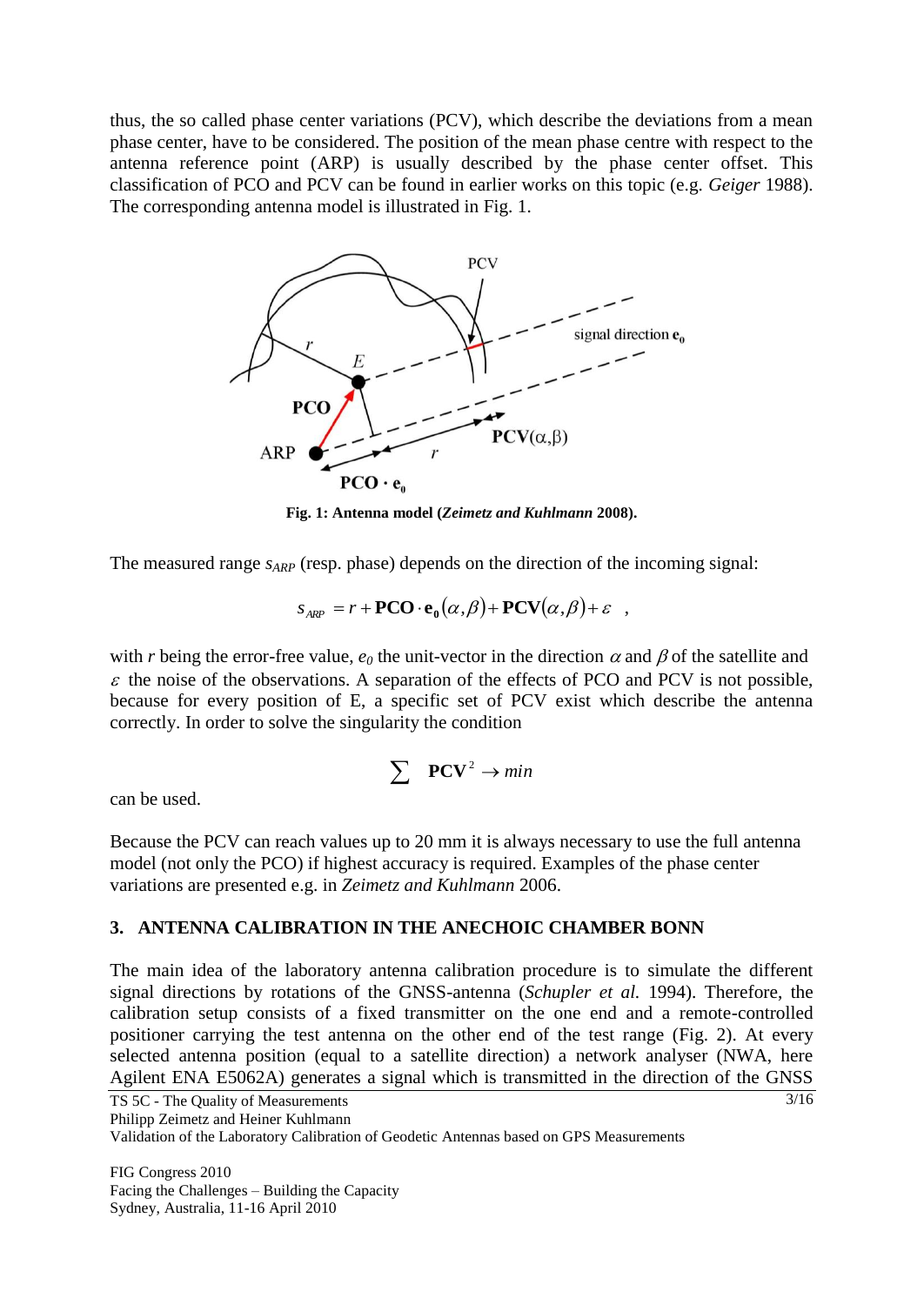thus, the so called phase center variations (PCV), which describe the deviations from a mean phase center, have to be considered. The position of the mean phase centre with respect to the antenna reference point (ARP) is usually described by the phase center offset. This classification of PCO and PCV can be found in earlier works on this topic (e.g. *Geiger* 1988). The corresponding antenna model is illustrated in Fig. 1.

**Fig. 1: Antenna model (*Zeimetz and Kuhlmann* 2008).**

The measured range $s_{ARP}$ (resp. phase) depends on the direction of the incoming signal:

$$s_{ARP} = r + \mathbf{PCO} \cdot \mathbf{e_0}(\alpha, \beta) + \mathbf{PCV}(\alpha, \beta) + \varepsilon \quad ,$$

with $r$ being the error-free value, $e_0$ the unit-vector in the direction $\alpha$ and $\beta$ of the satellite and $\varepsilon$ the noise of the observations. A separation of the effects of PCO and PCV is not possible, because for every position of E, a specific set of PCV exist which describe the antenna correctly. In order to solve the singularity the condition

$$\sum \mathbf{PCV}^2 \rightarrow min$$

can be used.

Because the PCV can reach values up to 20 mm it is always necessary to use the full antenna model (not only the PCO) if highest accuracy is required. Examples of the phase center variations are presented e.g. in *Zeimetz and Kuhlmann* 2006.

## 3. ANTENNA CALIBRATION IN THE ANECHOIC CHAMBER BONN

The main idea of the laboratory antenna calibration procedure is to simulate the different signal directions by rotations of the GNSS-antenna (*Schupler et al.* 1994). Therefore, the calibration setup consists of a fixed transmitter on the one end and a remote-controlled positioner carrying the test antenna on the other end of the test range (Fig. 2). At every selected antenna position (equal to a satellite direction) a network analyser (NWA, here Agilent ENA E5062A) generates a signal which is transmitted in the direction of the GNSS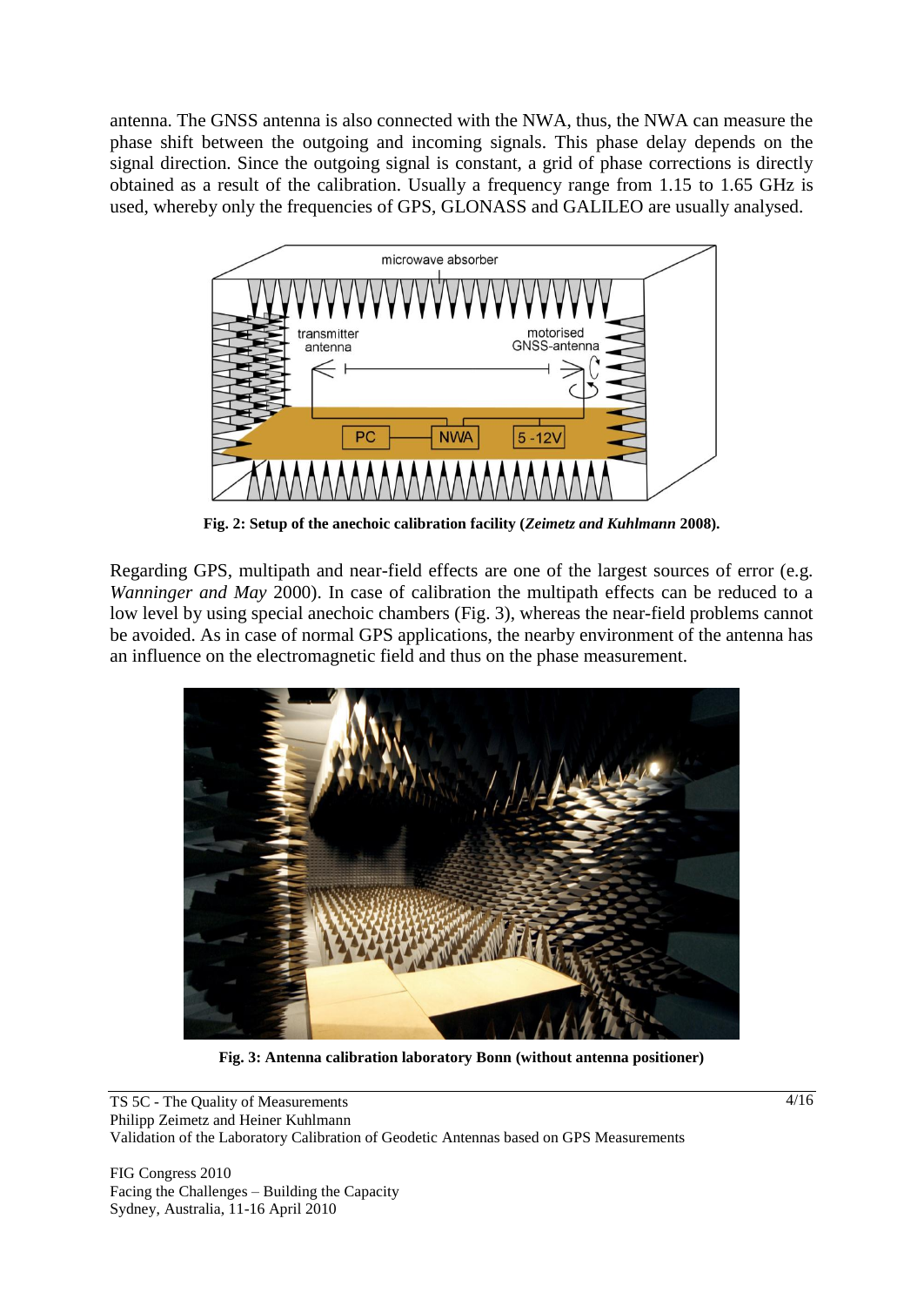antenna. The GNSS antenna is also connected with the NWA, thus, the NWA can measure the phase shift between the outgoing and incoming signals. This phase delay depends on the signal direction. Since the outgoing signal is constant, a grid of phase corrections is directly obtained as a result of the calibration. Usually a frequency range from 1.15 to 1.65 GHz is used, whereby only the frequencies of GPS, GLONASS and GALILEO are usually analysed.

**Fig. 2: Setup of the anechoic calibration facility (*Zeimetz and Kuhlmann* 2008).**

Regarding GPS, multipath and near-field effects are one of the largest sources of error (e.g. *Wanninger and May* 2000). In case of calibration the multipath effects can be reduced to a low level by using special anechoic chambers (Fig. 3), whereas the near-field problems cannot be avoided. As in case of normal GPS applications, the nearby environment of the antenna has an influence on the electromagnetic field and thus on the phase measurement.

**Fig. 3: Antenna calibration laboratory Bonn (without antenna positioner)**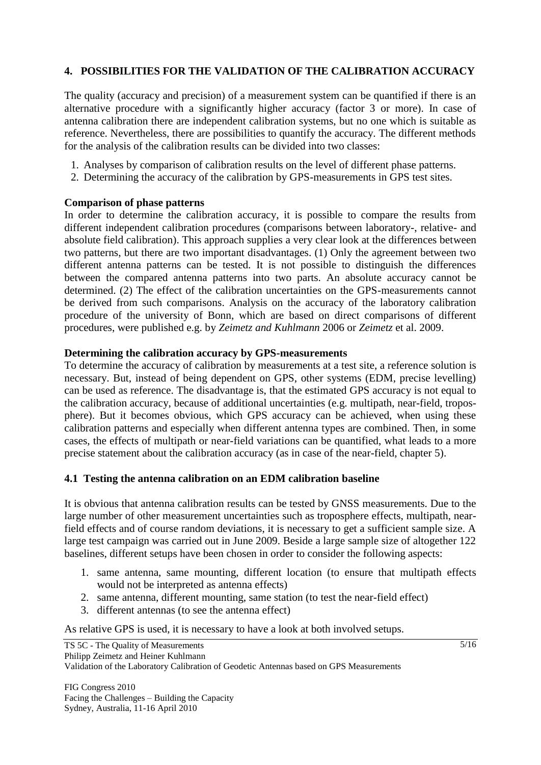## 4. POSSIBILITIES FOR THE VALIDATION OF THE CALIBRATION ACCURACY

The quality (accuracy and precision) of a measurement system can be quantified if there is an alternative procedure with a significantly higher accuracy (factor 3 or more). In case of antenna calibration there are independent calibration systems, but no one which is suitable as reference. Nevertheless, there are possibilities to quantify the accuracy. The different methods for the analysis of the calibration results can be divided into two classes:

1. Analyses by comparison of calibration results on the level of different phase patterns.
2. Determining the accuracy of the calibration by GPS-measurements in GPS test sites.

**Comparison of phase patterns**

In order to determine the calibration accuracy, it is possible to compare the results from different independent calibration procedures (comparisons between laboratory-, relative- and absolute field calibration). This approach supplies a very clear look at the differences between two patterns, but there are two important disadvantages. (1) Only the agreement between two different antenna patterns can be tested. It is not possible to distinguish the differences between the compared antenna patterns into two parts. An absolute accuracy cannot be determined. (2) The effect of the calibration uncertainties on the GPS-measurements cannot be derived from such comparisons. Analysis on the accuracy of the laboratory calibration procedure of the university of Bonn, which are based on direct comparisons of different procedures, were published e.g. by *Zeimetz and Kuhlmann* 2006 or *Zeimetz* et al. 2009.

**Determining the calibration accuracy by GPS-measurements**

To determine the accuracy of calibration by measurements at a test site, a reference solution is necessary. But, instead of being dependent on GPS, other systems (EDM, precise levelling) can be used as reference. The disadvantage is, that the estimated GPS accuracy is not equal to the calibration accuracy, because of additional uncertainties (e.g. multipath, near-field, troposphere). But it becomes obvious, which GPS accuracy can be achieved, when using these calibration patterns and especially when different antenna types are combined. Then, in some cases, the effects of multipath or near-field variations can be quantified, what leads to a more precise statement about the calibration accuracy (as in case of the near-field, chapter 5).

### 4.1 Testing the antenna calibration on an EDM calibration baseline

It is obvious that antenna calibration results can be tested by GNSS measurements. Due to the large number of other measurement uncertainties such as troposphere effects, multipath, near-field effects and of course random deviations, it is necessary to get a sufficient sample size. A large test campaign was carried out in June 2009. Beside a large sample size of altogether 122 baselines, different setups have been chosen in order to consider the following aspects:

1. same antenna, same mounting, different location (to ensure that multipath effects would not be interpreted as antenna effects)
2. same antenna, different mounting, same station (to test the near-field effect)
3. different antennas (to see the antenna effect)

As relative GPS is used, it is necessary to have a look at both involved setups.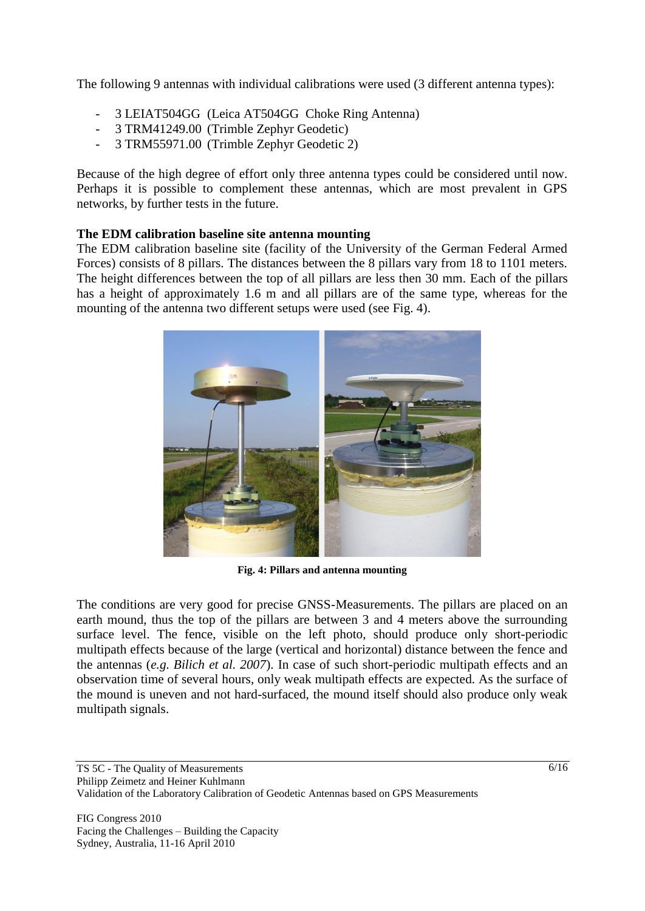The following 9 antennas with individual calibrations were used (3 different antenna types):

- 3 LEIAT504GG (Leica AT504GG Choke Ring Antenna)
- 3 TRM41249.00 (Trimble Zephyr Geodetic)
- 3 TRM55971.00 (Trimble Zephyr Geodetic 2)

Because of the high degree of effort only three antenna types could be considered until now. Perhaps it is possible to complement these antennas, which are most prevalent in GPS networks, by further tests in the future.

**The EDM calibration baseline site antenna mounting**

The EDM calibration baseline site (facility of the University of the German Federal Armed Forces) consists of 8 pillars. The distances between the 8 pillars vary from 18 to 1101 meters. The height differences between the top of all pillars are less then 30 mm. Each of the pillars has a height of approximately 1.6 m and all pillars are of the same type, whereas for the mounting of the antenna two different setups were used (see Fig. 4).

**Fig. 4: Pillars and antenna mounting**

The conditions are very good for precise GNSS-Measurements. The pillars are placed on an earth mound, thus the top of the pillars are between 3 and 4 meters above the surrounding surface level. The fence, visible on the left photo, should produce only short-periodic multipath effects because of the large (vertical and horizontal) distance between the fence and the antennas (*e.g. Bilich et al. 2007*). In case of such short-periodic multipath effects and an observation time of several hours, only weak multipath effects are expected. As the surface of the mound is uneven and not hard-surfaced, the mound itself should also produce only weak multipath signals.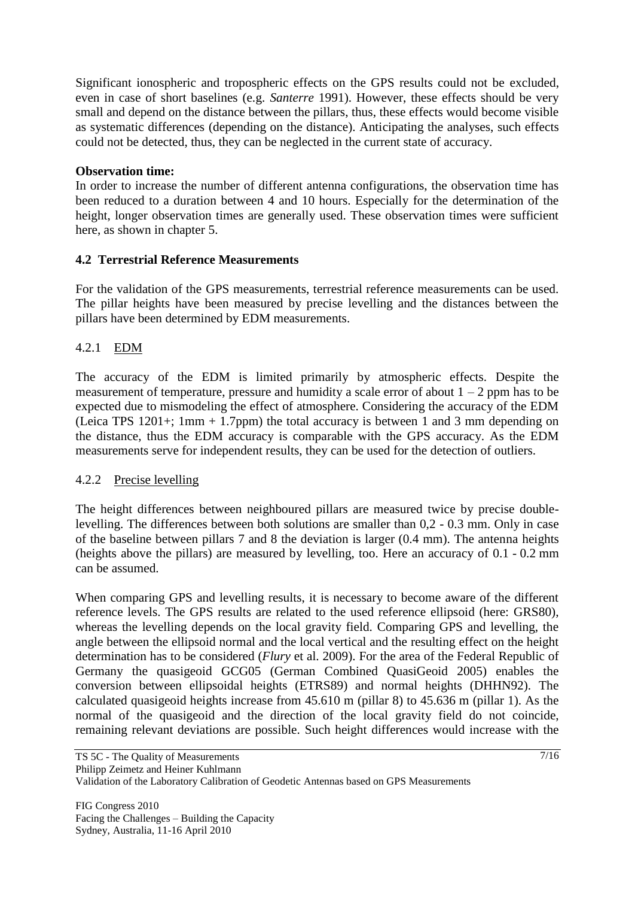Significant ionospheric and tropospheric effects on the GPS results could not be excluded, even in case of short baselines (e.g. *Santerre* 1991). However, these effects should be very small and depend on the distance between the pillars, thus, these effects would become visible as systematic differences (depending on the distance). Anticipating the analyses, such effects could not be detected, thus, they can be neglected in the current state of accuracy.

**Observation time:**
In order to increase the number of different antenna configurations, the observation time has been reduced to a duration between 4 and 10 hours. Especially for the determination of the height, longer observation times are generally used. These observation times were sufficient here, as shown in chapter 5.

### 4.2 Terrestrial Reference Measurements

For the validation of the GPS measurements, terrestrial reference measurements can be used. The pillar heights have been measured by precise levelling and the distances between the pillars have been determined by EDM measurements.

#### 4.2.1 EDM

The accuracy of the EDM is limited primarily by atmospheric effects. Despite the measurement of temperature, pressure and humidity a scale error of about 1 – 2 ppm has to be expected due to mismodeling the effect of atmosphere. Considering the accuracy of the EDM (Leica TPS 1201+; 1mm + 1.7ppm) the total accuracy is between 1 and 3 mm depending on the distance, thus the EDM accuracy is comparable with the GPS accuracy. As the EDM measurements serve for independent results, they can be used for the detection of outliers.

#### 4.2.2 Precise levelling

The height differences between neighboured pillars are measured twice by precise double-levelling. The differences between both solutions are smaller than 0,2 - 0.3 mm. Only in case of the baseline between pillars 7 and 8 the deviation is larger (0.4 mm). The antenna heights (heights above the pillars) are measured by levelling, too. Here an accuracy of 0.1 - 0.2 mm can be assumed.

When comparing GPS and levelling results, it is necessary to become aware of the different reference levels. The GPS results are related to the used reference ellipsoid (here: GRS80), whereas the levelling depends on the local gravity field. Comparing GPS and levelling, the angle between the ellipsoid normal and the local vertical and the resulting effect on the height determination has to be considered (*Flury* et al. 2009). For the area of the Federal Republic of Germany the quasigeoid GCG05 (German Combined QuasiGeoid 2005) enables the conversion between ellipsoidal heights (ETRS89) and normal heights (DHHN92). The calculated quasigeoid heights increase from 45.610 m (pillar 8) to 45.636 m (pillar 1). As the normal of the quasigeoid and the direction of the local gravity field do not coincide, remaining relevant deviations are possible. Such height differences would increase with the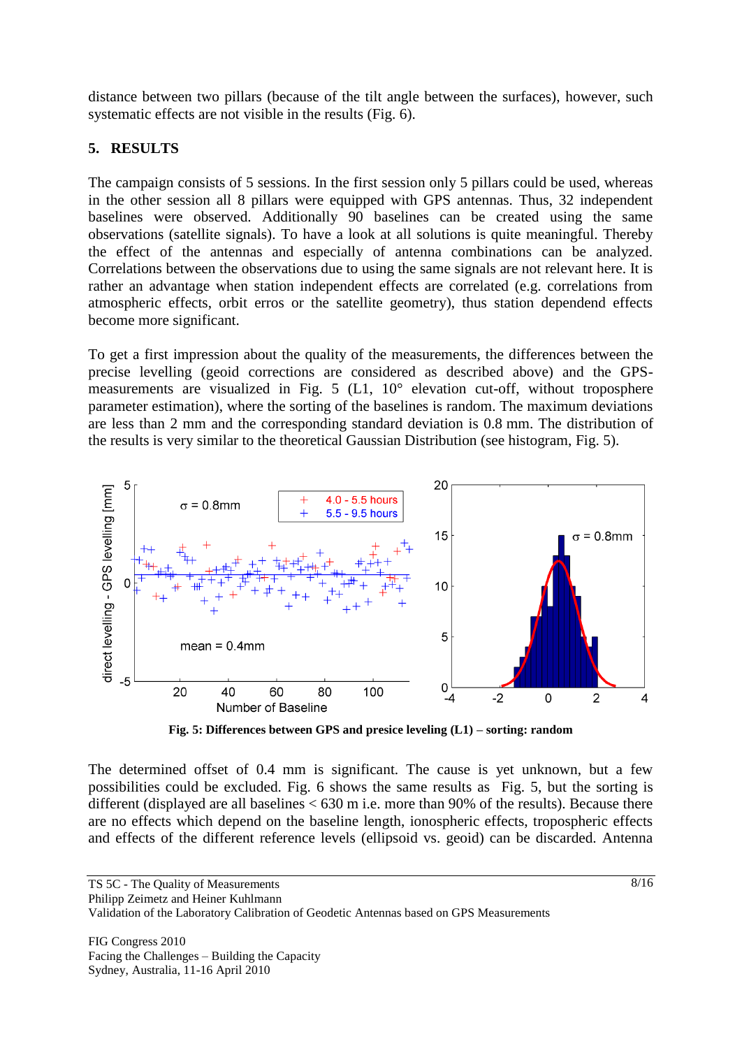distance between two pillars (because of the tilt angle between the surfaces), however, such systematic effects are not visible in the results (Fig. 6).

## 5. RESULTS

The campaign consists of 5 sessions. In the first session only 5 pillars could be used, whereas in the other session all 8 pillars were equipped with GPS antennas. Thus, 32 independent baselines were observed. Additionally 90 baselines can be created using the same observations (satellite signals). To have a look at all solutions is quite meaningful. Thereby the effect of the antennas and especially of antenna combinations can be analyzed. Correlations between the observations due to using the same signals are not relevant here. It is rather an advantage when station independent effects are correlated (e.g. correlations from atmospheric effects, orbit erros or the satellite geometry), thus station dependend effects become more significant.

To get a first impression about the quality of the measurements, the differences between the precise levelling (geoid corrections are considered as described above) and the GPS-measurements are visualized in Fig. 5 (L1, 10° elevation cut-off, without troposphere parameter estimation), where the sorting of the baselines is random. The maximum deviations are less than 2 mm and the corresponding standard deviation is 0.8 mm. The distribution of the results is very similar to the theoretical Gaussian Distribution (see histogram, Fig. 5).

**Fig. 5: Differences between GPS and presice leveling (L1) – sorting: random**

The determined offset of 0.4 mm is significant. The cause is yet unknown, but a few possibilities could be excluded. Fig. 6 shows the same results as Fig. 5, but the sorting is different (displayed are all baselines < 630 m i.e. more than 90% of the results). Because there are no effects which depend on the baseline length, ionospheric effects, tropospheric effects and effects of the different reference levels (ellipsoid vs. geoid) can be discarded. Antenna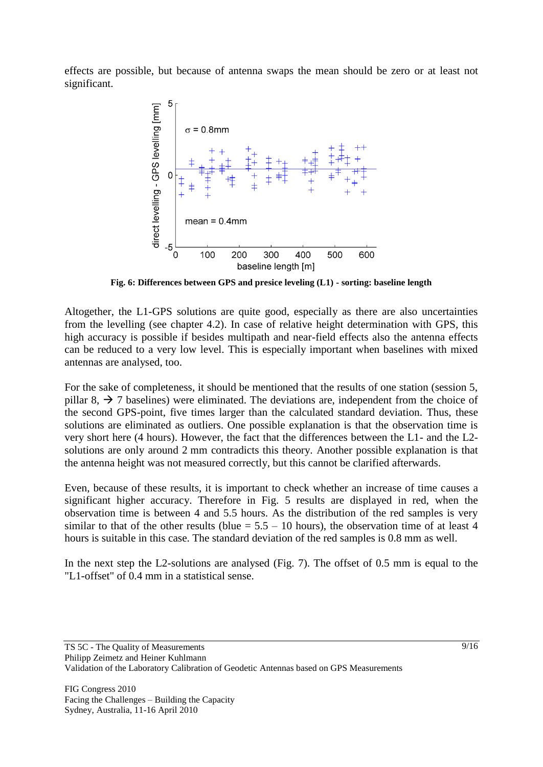effects are possible, but because of antenna swaps the mean should be zero or at least not significant.

**Fig. 6: Differences between GPS and presice leveling (L1) - sorting: baseline length**

Altogether, the L1-GPS solutions are quite good, especially as there are also uncertainties from the levelling (see chapter 4.2). In case of relative height determination with GPS, this high accuracy is possible if besides multipath and near-field effects also the antenna effects can be reduced to a very low level. This is especially important when baselines with mixed antennas are analysed, too.

For the sake of completeness, it should be mentioned that the results of one station (session 5, pillar 8, → 7 baselines) were eliminated. The deviations are, independent from the choice of the second GPS-point, five times larger than the calculated standard deviation. Thus, these solutions are eliminated as outliers. One possible explanation is that the observation time is very short here (4 hours). However, the fact that the differences between the L1- and the L2-solutions are only around 2 mm contradicts this theory. Another possible explanation is that the antenna height was not measured correctly, but this cannot be clarified afterwards.

Even, because of these results, it is important to check whether an increase of time causes a significant higher accuracy. Therefore in Fig. 5 results are displayed in red, when the observation time is between 4 and 5.5 hours. As the distribution of the red samples is very similar to that of the other results (blue = 5.5 – 10 hours), the observation time of at least 4 hours is suitable in this case. The standard deviation of the red samples is 0.8 mm as well.

In the next step the L2-solutions are analysed (Fig. 7). The offset of 0.5 mm is equal to the "L1-offset" of 0.4 mm in a statistical sense.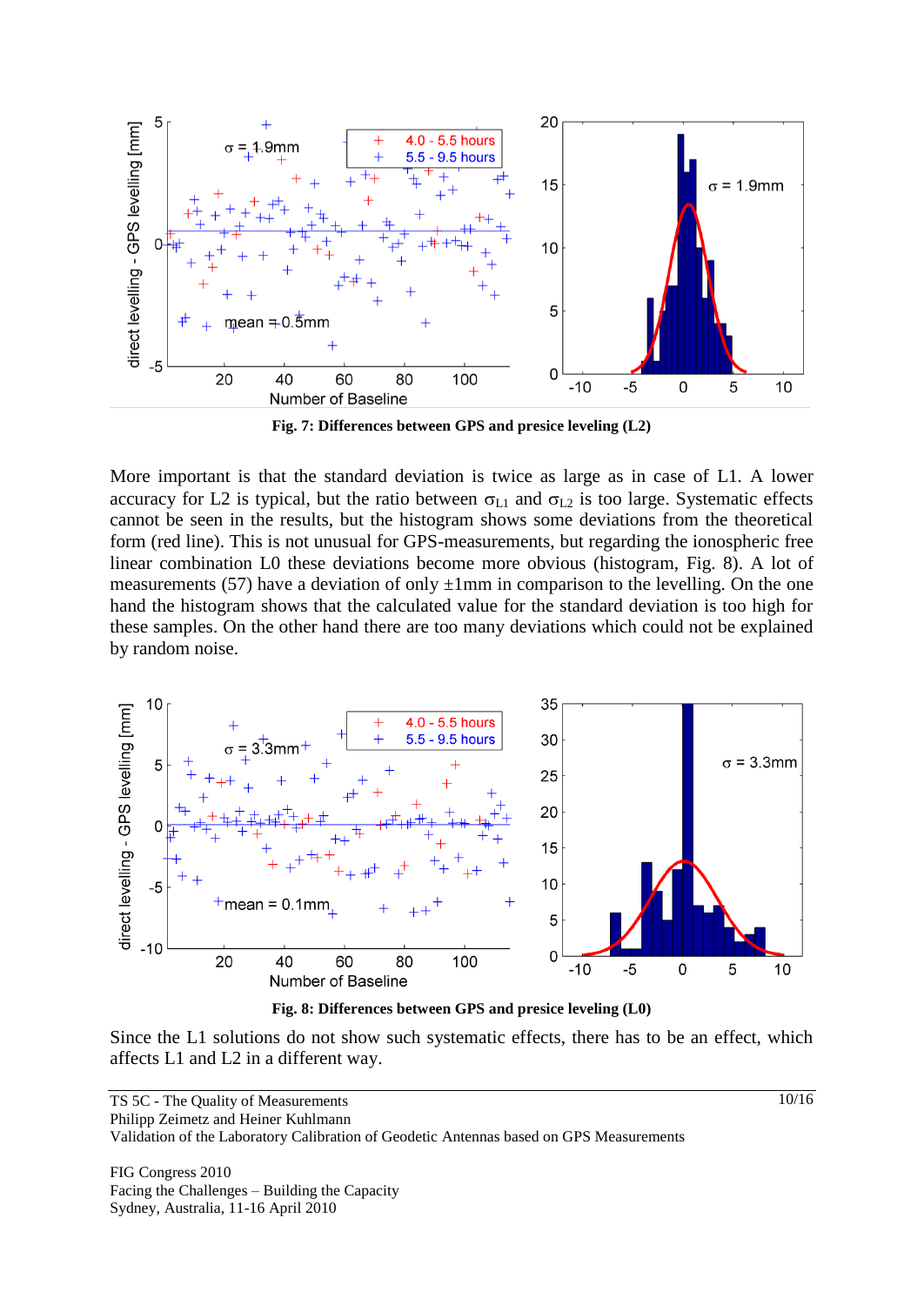**Fig. 7: Differences between GPS and presice leveling (L2)**

More important is that the standard deviation is twice as large as in case of L1. A lower accuracy for L2 is typical, but the ratio between $\sigma_{L1}$ and $\sigma_{L2}$ is too large. Systematic effects cannot be seen in the results, but the histogram shows some deviations from the theoretical form (red line). This is not unusual for GPS-measurements, but regarding the ionospheric free linear combination L0 these deviations become more obvious (histogram, Fig. 8). A lot of measurements (57) have a deviation of only ±1mm in comparison to the levelling. On the one hand the histogram shows that the calculated value for the standard deviation is too high for these samples. On the other hand there are too many deviations which could not be explained by random noise.

**Fig. 8: Differences between GPS and presice leveling (L0)**

Since the L1 solutions do not show such systematic effects, there has to be an effect, which affects L1 and L2 in a different way.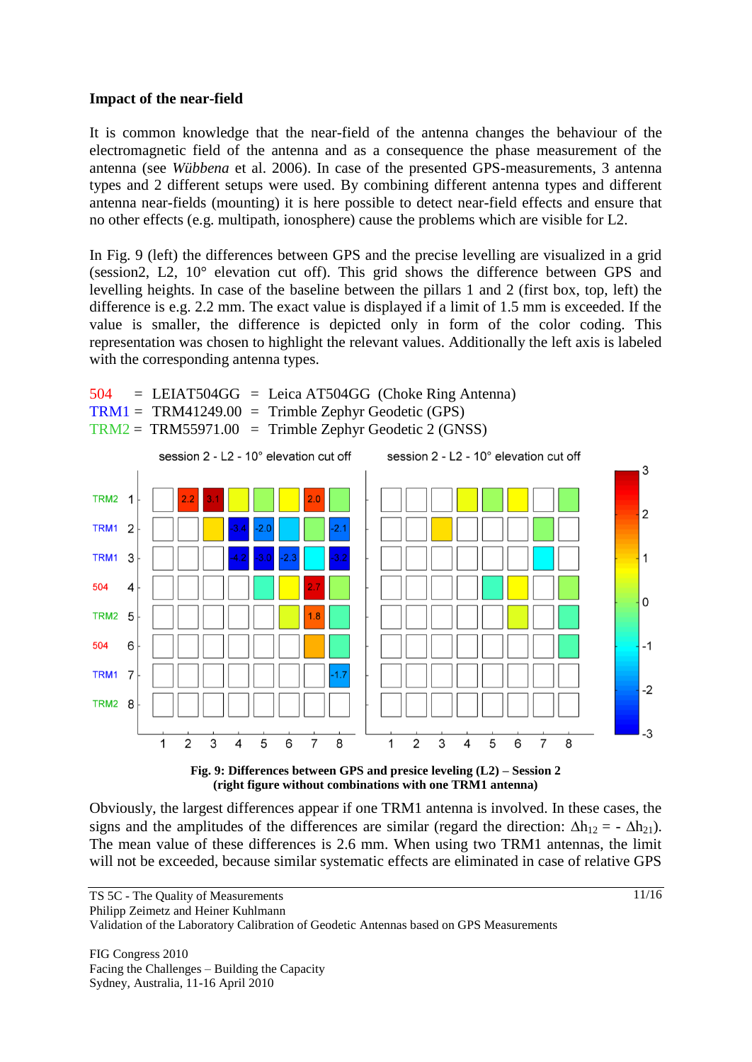**Impact of the near-field**

It is common knowledge that the near-field of the antenna changes the behaviour of the electromagnetic field of the antenna and as a consequence the phase measurement of the antenna (see *Wübbena* et al. 2006). In case of the presented GPS-measurements, 3 antenna types and 2 different setups were used. By combining different antenna types and different antenna near-fields (mounting) it is here possible to detect near-field effects and ensure that no other effects (e.g. multipath, ionosphere) cause the problems which are visible for L2.

In Fig. 9 (left) the differences between GPS and the precise levelling are visualized in a grid (session2, L2, 10° elevation cut off). This grid shows the difference between GPS and levelling heights. In case of the baseline between the pillars 1 and 2 (first box, top, left) the difference is e.g. 2.2 mm. The exact value is displayed if a limit of 1.5 mm is exceeded. If the value is smaller, the difference is depicted only in form of the color coding. This representation was chosen to highlight the relevant values. Additionally the left axis is labeled with the corresponding antenna types.

504 = LEIAT504GG = Leica AT504GG (Choke Ring Antenna)
TRM1 = TRM41249.00 = Trimble Zephyr Geodetic (GPS)
TRM2 = TRM55971.00 = Trimble Zephyr Geodetic 2 (GNSS)

**Fig. 9: Differences between GPS and presice leveling (L2) – Session 2 (right figure without combinations with one TRM1 antenna)**

Obviously, the largest differences appear if one TRM1 antenna is involved. In these cases, the signs and the amplitudes of the differences are similar (regard the direction: $\Delta h_{12} = -\Delta h_{21}$). The mean value of these differences is 2.6 mm. When using two TRM1 antennas, the limit will not be exceeded, because similar systematic effects are eliminated in case of relative GPS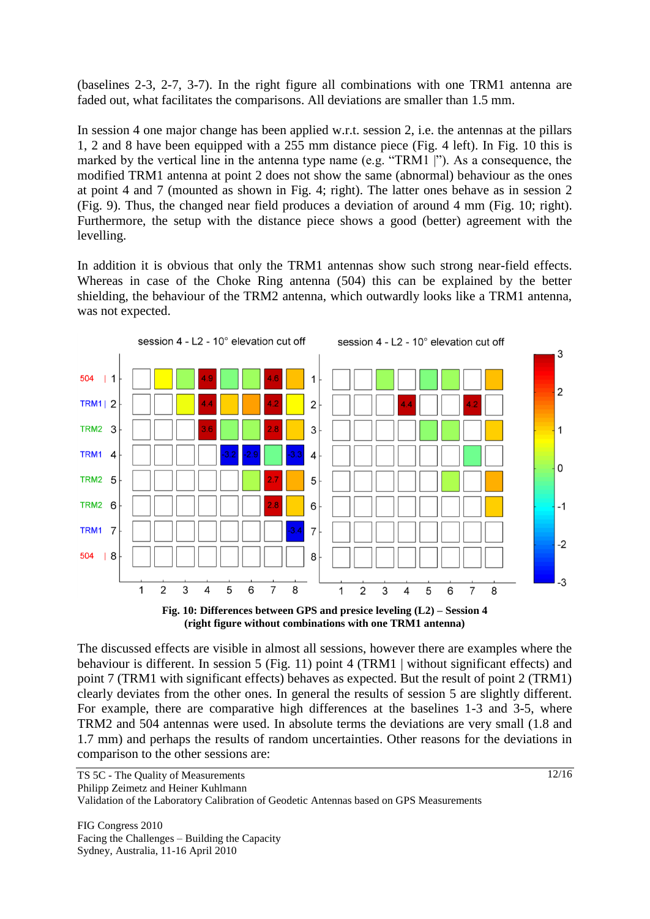(baselines 2-3, 2-7, 3-7). In the right figure all combinations with one TRM1 antenna are faded out, what facilitates the comparisons. All deviations are smaller than 1.5 mm.

In session 4 one major change has been applied w.r.t. session 2, i.e. the antennas at the pillars 1, 2 and 8 have been equipped with a 255 mm distance piece (Fig. 4 left). In Fig. 10 this is marked by the vertical line in the antenna type name (e.g. "TRM1 |"). As a consequence, the modified TRM1 antenna at point 2 does not show the same (abnormal) behaviour as the ones at point 4 and 7 (mounted as shown in Fig. 4; right). The latter ones behave as in session 2 (Fig. 9). Thus, the changed near field produces a deviation of around 4 mm (Fig. 10; right). Furthermore, the setup with the distance piece shows a good (better) agreement with the levelling.

In addition it is obvious that only the TRM1 antennas show such strong near-field effects. Whereas in case of the Choke Ring antenna (504) this can be explained by the better shielding, the behaviour of the TRM2 antenna, which outwardly looks like a TRM1 antenna, was not expected.

**Fig. 10: Differences between GPS and presice leveling (L2) – Session 4 (right figure without combinations with one TRM1 antenna)**

The discussed effects are visible in almost all sessions, however there are examples where the behaviour is different. In session 5 (Fig. 11) point 4 (TRM1 | without significant effects) and point 7 (TRM1 with significant effects) behaves as expected. But the result of point 2 (TRM1) clearly deviates from the other ones. In general the results of session 5 are slightly different. For example, there are comparative high differences at the baselines 1-3 and 3-5, where TRM2 and 504 antennas were used. In absolute terms the deviations are very small (1.8 and 1.7 mm) and perhaps the results of random uncertainties. Other reasons for the deviations in comparison to the other sessions are: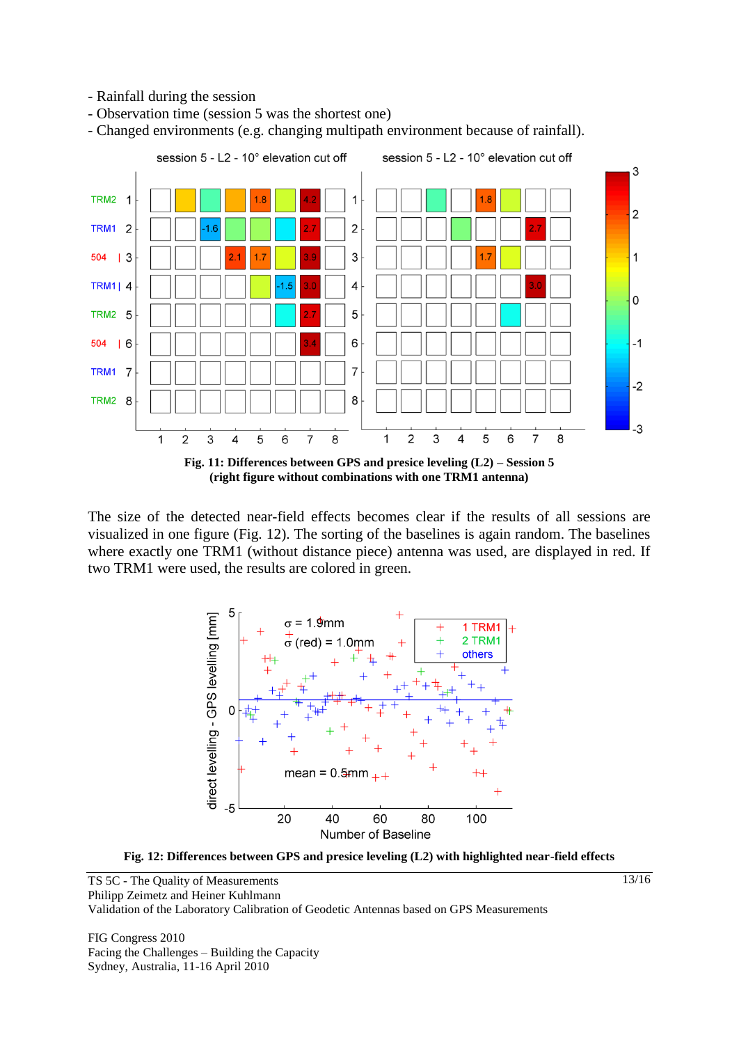- Rainfall during the session
- Observation time (session 5 was the shortest one)
- Changed environments (e.g. changing multipath environment because of rainfall).

**Fig. 11: Differences between GPS and presice leveling (L2) – Session 5 (right figure without combinations with one TRM1 antenna)**

The size of the detected near-field effects becomes clear if the results of all sessions are visualized in one figure (Fig. 12). The sorting of the baselines is again random. The baselines where exactly one TRM1 (without distance piece) antenna was used, are displayed in red. If two TRM1 were used, the results are colored in green.

**Fig. 12: Differences between GPS and presice leveling (L2) with highlighted near-field effects**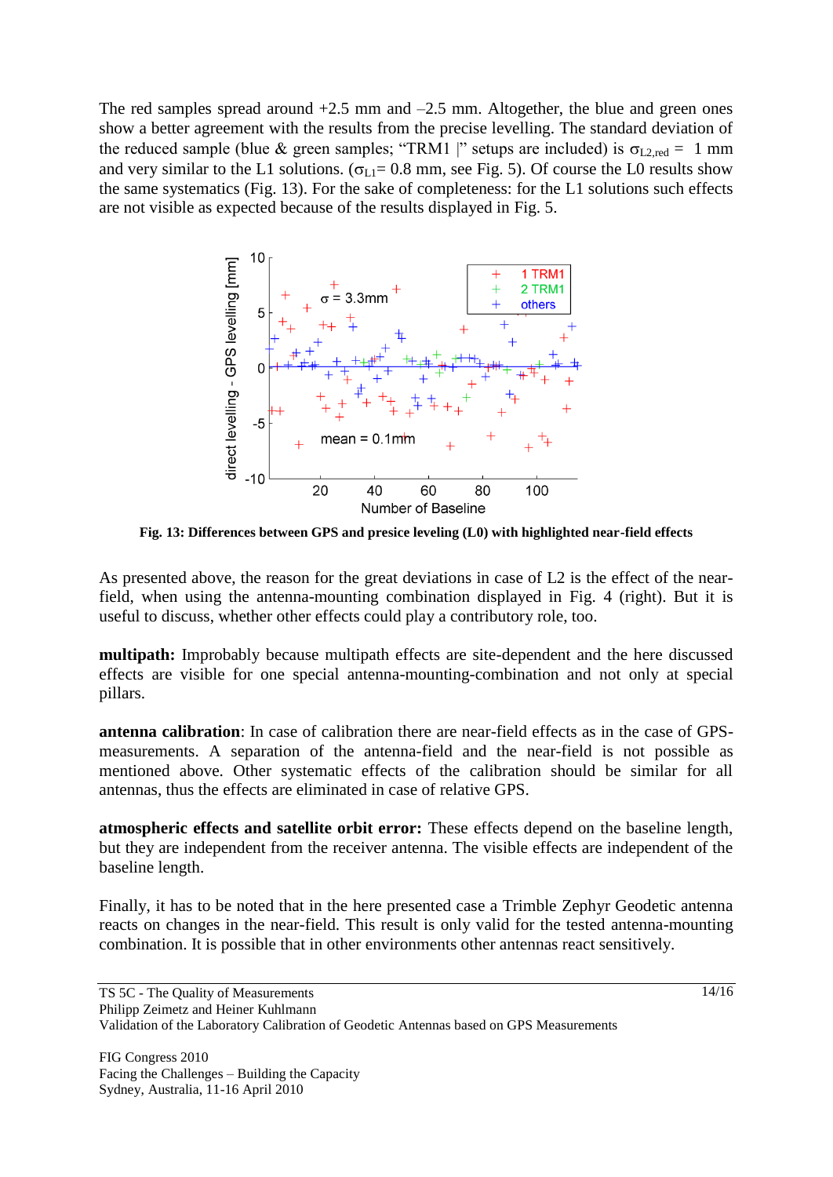The red samples spread around +2.5 mm and –2.5 mm. Altogether, the blue and green ones show a better agreement with the results from the precise levelling. The standard deviation of the reduced sample (blue & green samples; "TRM1 |" setups are included) is $\sigma_{L2,red} = 1$ mm and very similar to the L1 solutions. ($\sigma_{L1} = 0.8$ mm, see Fig. 5). Of course the L0 results show the same systematics (Fig. 13). For the sake of completeness: for the L1 solutions such effects are not visible as expected because of the results displayed in Fig. 5.

**Fig. 13: Differences between GPS and presice leveling (L0) with highlighted near-field effects**

As presented above, the reason for the great deviations in case of L2 is the effect of the near-field, when using the antenna-mounting combination displayed in Fig. 4 (right). But it is useful to discuss, whether other effects could play a contributory role, too.

**multipath:** Improbably because multipath effects are site-dependent and the here discussed effects are visible for one special antenna-mounting-combination and not only at special pillars.

**antenna calibration**: In case of calibration there are near-field effects as in the case of GPS-measurements. A separation of the antenna-field and the near-field is not possible as mentioned above. Other systematic effects of the calibration should be similar for all antennas, thus the effects are eliminated in case of relative GPS.

**atmospheric effects and satellite orbit error:** These effects depend on the baseline length, but they are independent from the receiver antenna. The visible effects are independent of the baseline length.

Finally, it has to be noted that in the here presented case a Trimble Zephyr Geodetic antenna reacts on changes in the near-field. This result is only valid for the tested antenna-mounting combination. It is possible that in other environments other antennas react sensitively.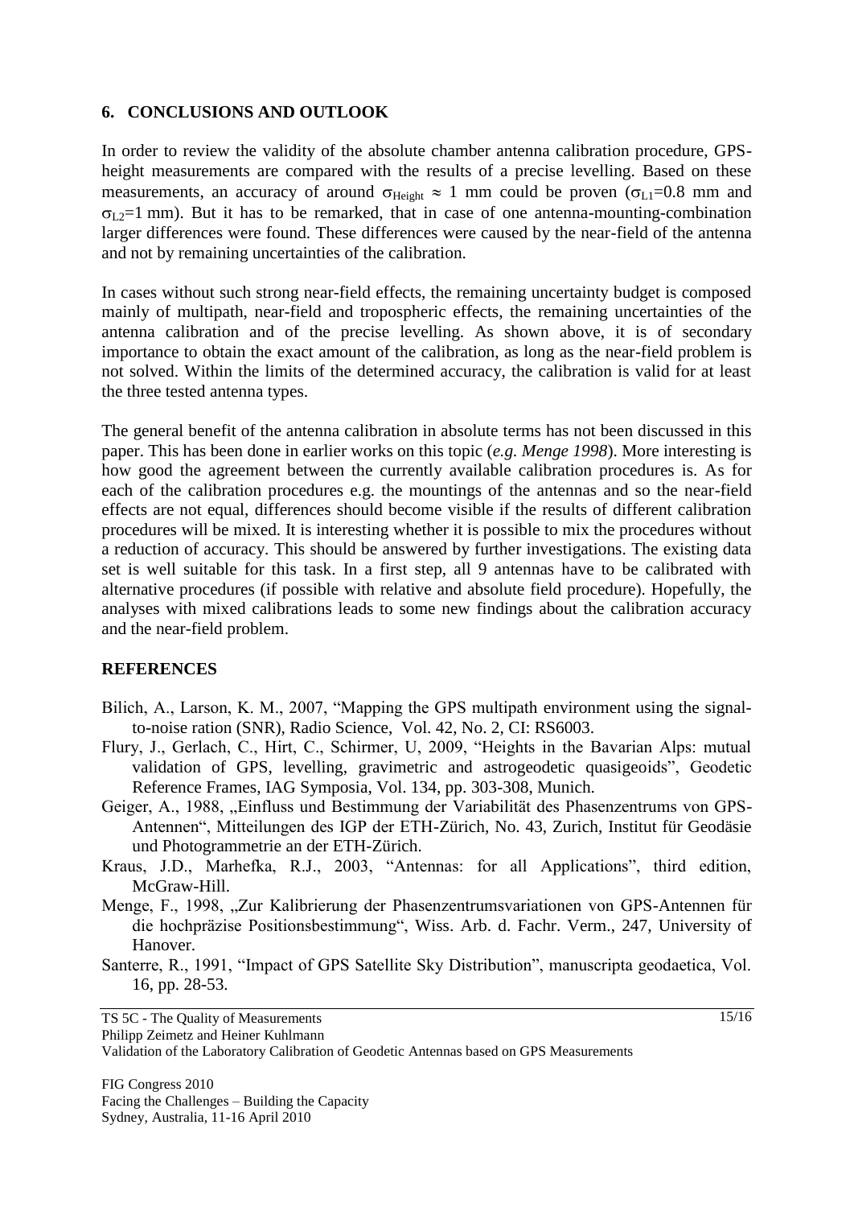## 6. CONCLUSIONS AND OUTLOOK

In order to review the validity of the absolute chamber antenna calibration procedure, GPS-height measurements are compared with the results of a precise levelling. Based on these measurements, an accuracy of around $\sigma_{Height} \approx 1$ mm could be proven ($\sigma_{L1}$=0.8 mm and $\sigma_{L2}$=1 mm). But it has to be remarked, that in case of one antenna-mounting-combination larger differences were found. These differences were caused by the near-field of the antenna and not by remaining uncertainties of the calibration.

In cases without such strong near-field effects, the remaining uncertainty budget is composed mainly of multipath, near-field and tropospheric effects, the remaining uncertainties of the antenna calibration and of the precise levelling. As shown above, it is of secondary importance to obtain the exact amount of the calibration, as long as the near-field problem is not solved. Within the limits of the determined accuracy, the calibration is valid for at least the three tested antenna types.

The general benefit of the antenna calibration in absolute terms has not been discussed in this paper. This has been done in earlier works on this topic (*e.g. Menge 1998*). More interesting is how good the agreement between the currently available calibration procedures is. As for each of the calibration procedures e.g. the mountings of the antennas and so the near-field effects are not equal, differences should become visible if the results of different calibration procedures will be mixed. It is interesting whether it is possible to mix the procedures without a reduction of accuracy. This should be answered by further investigations. The existing data set is well suitable for this task. In a first step, all 9 antennas have to be calibrated with alternative procedures (if possible with relative and absolute field procedure). Hopefully, the analyses with mixed calibrations leads to some new findings about the calibration accuracy and the near-field problem.

## REFERENCES

Bilich, A., Larson, K. M., 2007, "Mapping the GPS multipath environment using the signal-to-noise ration (SNR), Radio Science, Vol. 42, No. 2, CI: RS6003.

Flury, J., Gerlach, C., Hirt, C., Schirmer, U, 2009, "Heights in the Bavarian Alps: mutual validation of GPS, levelling, gravimetric and astrogeodetic quasigeoids", Geodetic Reference Frames, IAG Symposia, Vol. 134, pp. 303-308, Munich.

Geiger, A., 1988, „Einfluss und Bestimmung der Variabilität des Phasenzentrums von GPS-Antennen", Mitteilungen des IGP der ETH-Zürich, No. 43, Zurich, Institut für Geodäsie und Photogrammetrie an der ETH-Zürich.

Kraus, J.D., Marhefka, R.J., 2003, "Antennas: for all Applications", third edition, McGraw-Hill.

Menge, F., 1998, „Zur Kalibrierung der Phasenzentrumsvariationen von GPS-Antennen für die hochpräzise Positionsbestimmung", Wiss. Arb. d. Fachr. Verm., 247, University of Hanover.

Santerre, R., 1991, "Impact of GPS Satellite Sky Distribution", manuscripta geodaetica, Vol. 16, pp. 28-53.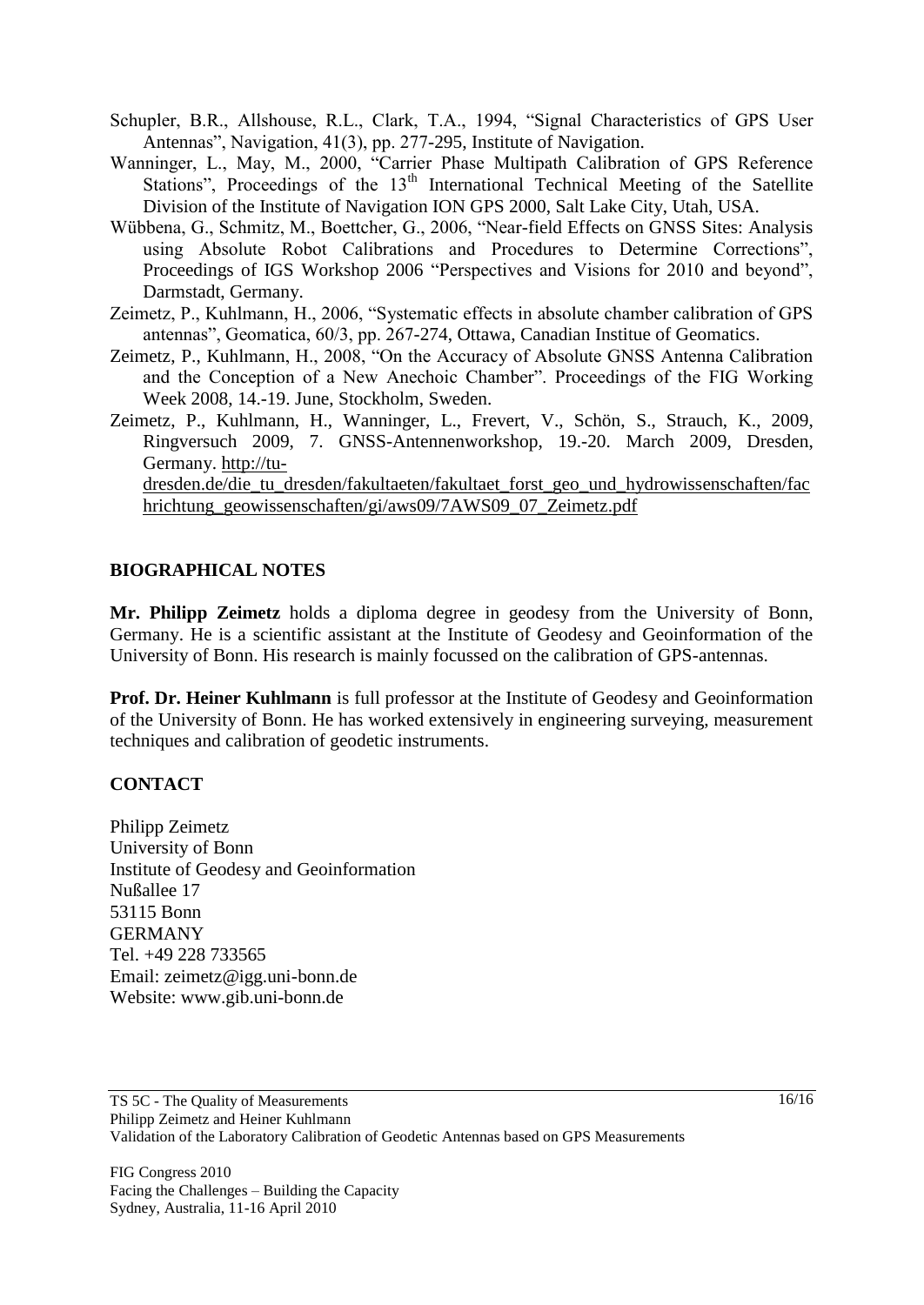Schupler, B.R., Allshouse, R.L., Clark, T.A., 1994, "Signal Characteristics of GPS User Antennas", Navigation, 41(3), pp. 277-295, Institute of Navigation.

Wanninger, L., May, M., 2000, "Carrier Phase Multipath Calibration of GPS Reference Stations", Proceedings of the 13th International Technical Meeting of the Satellite Division of the Institute of Navigation ION GPS 2000, Salt Lake City, Utah, USA.

Wübbena, G., Schmitz, M., Boettcher, G., 2006, "Near-field Effects on GNSS Sites: Analysis using Absolute Robot Calibrations and Procedures to Determine Corrections", Proceedings of IGS Workshop 2006 "Perspectives and Visions for 2010 and beyond", Darmstadt, Germany.

Zeimetz, P., Kuhlmann, H., 2006, "Systematic effects in absolute chamber calibration of GPS antennas", Geomatica, 60/3, pp. 267-274, Ottawa, Canadian Institue of Geomatics.

Zeimetz, P., Kuhlmann, H., 2008, "On the Accuracy of Absolute GNSS Antenna Calibration and the Conception of a New Anechoic Chamber". Proceedings of the FIG Working Week 2008, 14.-19. June, Stockholm, Sweden.

Zeimetz, P., Kuhlmann, H., Wanninger, L., Frevert, V., Schön, S., Strauch, K., 2009, Ringversuch 2009, 7. GNSS-Antennenworkshop, 19.-20. March 2009, Dresden, Germany. http://tu-dresden.de/die_tu_dresden/fakultaeten/fakultaet_forst_geo_und_hydrowissenschaften/fachrichtung_geowissenschaften/gi/aws09/7AWS09_07_Zeimetz.pdf

## BIOGRAPHICAL NOTES

**Mr. Philipp Zeimetz** holds a diploma degree in geodesy from the University of Bonn, Germany. He is a scientific assistant at the Institute of Geodesy and Geoinformation of the University of Bonn. His research is mainly focussed on the calibration of GPS-antennas.

**Prof. Dr. Heiner Kuhlmann** is full professor at the Institute of Geodesy and Geoinformation of the University of Bonn. He has worked extensively in engineering surveying, measurement techniques and calibration of geodetic instruments.

## CONTACT

Philipp Zeimetz
University of Bonn
Institute of Geodesy and Geoinformation
Nußallee 17
53115 Bonn
GERMANY
Tel. +49 228 733565
Email: zeimetz@igg.uni-bonn.de
Website: www.gib.uni-bonn.de